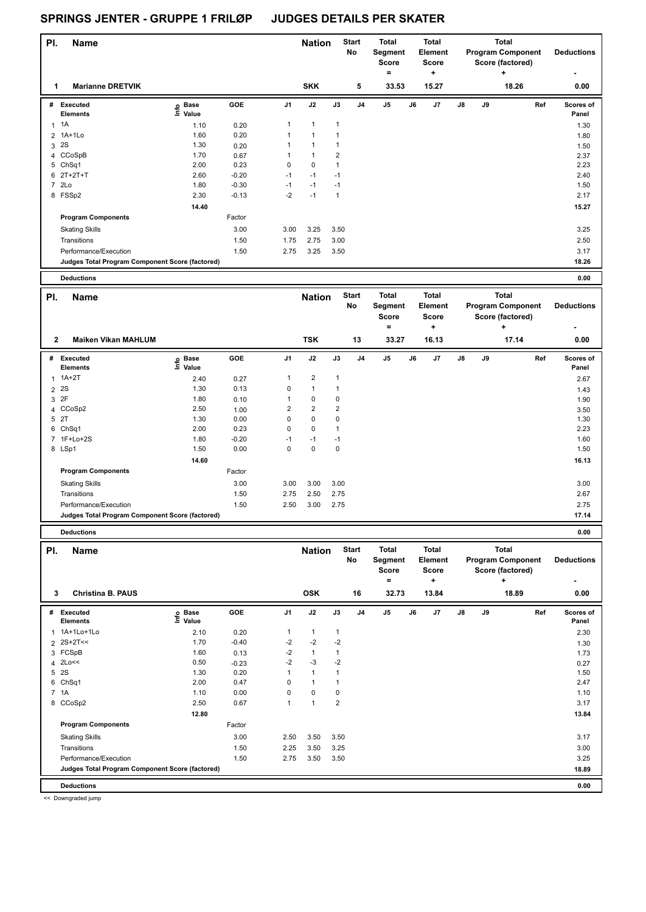# SPRINGS JENTER - GRUPPE 1 FRILØP JUDGES DETAILS PER SKATER

| Pl. | Name | Nation | Start No | Total Segment Score = | Total Element Score + | Total Program Component Score (factored) + | Deductions - |
|---|---|---|---|---|---|---|---|
| 1 | Marianne DRETVIK | SKK | 5 | 33.53 | 15.27 | 18.26 | 0.00 |

| # | Executed Elements | Info | Base Value | GOE | J1 | J2 | J3 | J4 | J5 | J6 | J7 | J8 | J9 | Ref | Scores of Panel |
|---|---|---|---|---|---|---|---|---|---|---|---|---|---|---|---|
| 1 | 1A | | 1.10 | 0.20 | 1 | 1 | 1 | | | | | | | | 1.30 |
| 2 | 1A+1Lo | | 1.60 | 0.20 | 1 | 1 | 1 | | | | | | | | 1.80 |
| 3 | 2S | | 1.30 | 0.20 | 1 | 1 | 1 | | | | | | | | 1.50 |
| 4 | CCoSpB | | 1.70 | 0.67 | 1 | 1 | 2 | | | | | | | | 2.37 |
| 5 | ChSq1 | | 2.00 | 0.23 | 0 | 0 | 1 | | | | | | | | 2.23 |
| 6 | 2T+2T+T | | 2.60 | -0.20 | -1 | -1 | -1 | | | | | | | | 2.40 |
| 7 | 2Lo | | 1.80 | -0.30 | -1 | -1 | -1 | | | | | | | | 1.50 |
| 8 | FSSp2 | | 2.30 | -0.13 | -2 | -1 | 1 | | | | | | | | 2.17 |
| | | | 14.40 | | | | | | | | | | | | 15.27 |
| | **Program Components** | | | Factor | | | | | | | | | | | |
| | Skating Skills | | | 3.00 | 3.00 | 3.25 | 3.50 | | | | | | | | 3.25 |
| | Transitions | | | 1.50 | 1.75 | 2.75 | 3.00 | | | | | | | | 2.50 |
| | Performance/Execution | | | 1.50 | 2.75 | 3.25 | 3.50 | | | | | | | | 3.17 |
| | **Judges Total Program Component Score (factored)** | | | | | | | | | | | | | | 18.26 |
| | **Deductions** | | | | | | | | | | | | | | 0.00 |

| Pl. | Name | Nation | Start No | Total Segment Score = | Total Element Score + | Total Program Component Score (factored) + | Deductions - |
|---|---|---|---|---|---|---|---|
| 2 | Maiken Vikan MAHLUM | TSK | 13 | 33.27 | 16.13 | 17.14 | 0.00 |

| # | Executed Elements | Info | Base Value | GOE | J1 | J2 | J3 | J4 | J5 | J6 | J7 | J8 | J9 | Ref | Scores of Panel |
|---|---|---|---|---|---|---|---|---|---|---|---|---|---|---|---|
| 1 | 1A+2T | | 2.40 | 0.27 | 1 | 2 | 1 | | | | | | | | 2.67 |
| 2 | 2S | | 1.30 | 0.13 | 0 | 1 | 1 | | | | | | | | 1.43 |
| 3 | 2F | | 1.80 | 0.10 | 1 | 0 | 0 | | | | | | | | 1.90 |
| 4 | CCoSp2 | | 2.50 | 1.00 | 2 | 2 | 2 | | | | | | | | 3.50 |
| 5 | 2T | | 1.30 | 0.00 | 0 | 0 | 0 | | | | | | | | 1.30 |
| 6 | ChSq1 | | 2.00 | 0.23 | 0 | 0 | 1 | | | | | | | | 2.23 |
| 7 | 1F+Lo+2S | | 1.80 | -0.20 | -1 | -1 | -1 | | | | | | | | 1.60 |
| 8 | LSp1 | | 1.50 | 0.00 | 0 | 0 | 0 | | | | | | | | 1.50 |
| | | | 14.60 | | | | | | | | | | | | 16.13 |
| | **Program Components** | | | Factor | | | | | | | | | | | |
| | Skating Skills | | | 3.00 | 3.00 | 3.00 | 3.00 | | | | | | | | 3.00 |
| | Transitions | | | 1.50 | 2.75 | 2.50 | 2.75 | | | | | | | | 2.67 |
| | Performance/Execution | | | 1.50 | 2.50 | 3.00 | 2.75 | | | | | | | | 2.75 |
| | **Judges Total Program Component Score (factored)** | | | | | | | | | | | | | | 17.14 |
| | **Deductions** | | | | | | | | | | | | | | 0.00 |

| Pl. | Name | Nation | Start No | Total Segment Score = | Total Element Score + | Total Program Component Score (factored) + | Deductions - |
|---|---|---|---|---|---|---|---|
| 3 | Christina B. PAUS | OSK | 16 | 32.73 | 13.84 | 18.89 | 0.00 |

| # | Executed Elements | Info | Base Value | GOE | J1 | J2 | J3 | J4 | J5 | J6 | J7 | J8 | J9 | Ref | Scores of Panel |
|---|---|---|---|---|---|---|---|---|---|---|---|---|---|---|---|
| 1 | 1A+1Lo+1Lo | | 2.10 | 0.20 | 1 | 1 | 1 | | | | | | | | 2.30 |
| 2 | 2S+2T<< | | 1.70 | -0.40 | -2 | -2 | -2 | | | | | | | | 1.30 |
| 3 | FCSpB | | 1.60 | 0.13 | -2 | 1 | 1 | | | | | | | | 1.73 |
| 4 | 2Lo<< | | 0.50 | -0.23 | -2 | -3 | -2 | | | | | | | | 0.27 |
| 5 | 2S | | 1.30 | 0.20 | 1 | 1 | 1 | | | | | | | | 1.50 |
| 6 | ChSq1 | | 2.00 | 0.47 | 0 | 1 | 1 | | | | | | | | 2.47 |
| 7 | 1A | | 1.10 | 0.00 | 0 | 0 | 0 | | | | | | | | 1.10 |
| 8 | CCoSp2 | | 2.50 | 0.67 | 1 | 1 | 2 | | | | | | | | 3.17 |
| | | | 12.80 | | | | | | | | | | | | 13.84 |
| | **Program Components** | | | Factor | | | | | | | | | | | |
| | Skating Skills | | | 3.00 | 2.50 | 3.50 | 3.50 | | | | | | | | 3.17 |
| | Transitions | | | 1.50 | 2.25 | 3.50 | 3.25 | | | | | | | | 3.00 |
| | Performance/Execution | | | 1.50 | 2.75 | 3.50 | 3.50 | | | | | | | | 3.25 |
| | **Judges Total Program Component Score (factored)** | | | | | | | | | | | | | | 18.89 |
| | **Deductions** | | | | | | | | | | | | | | 0.00 |

<< Downgraded jump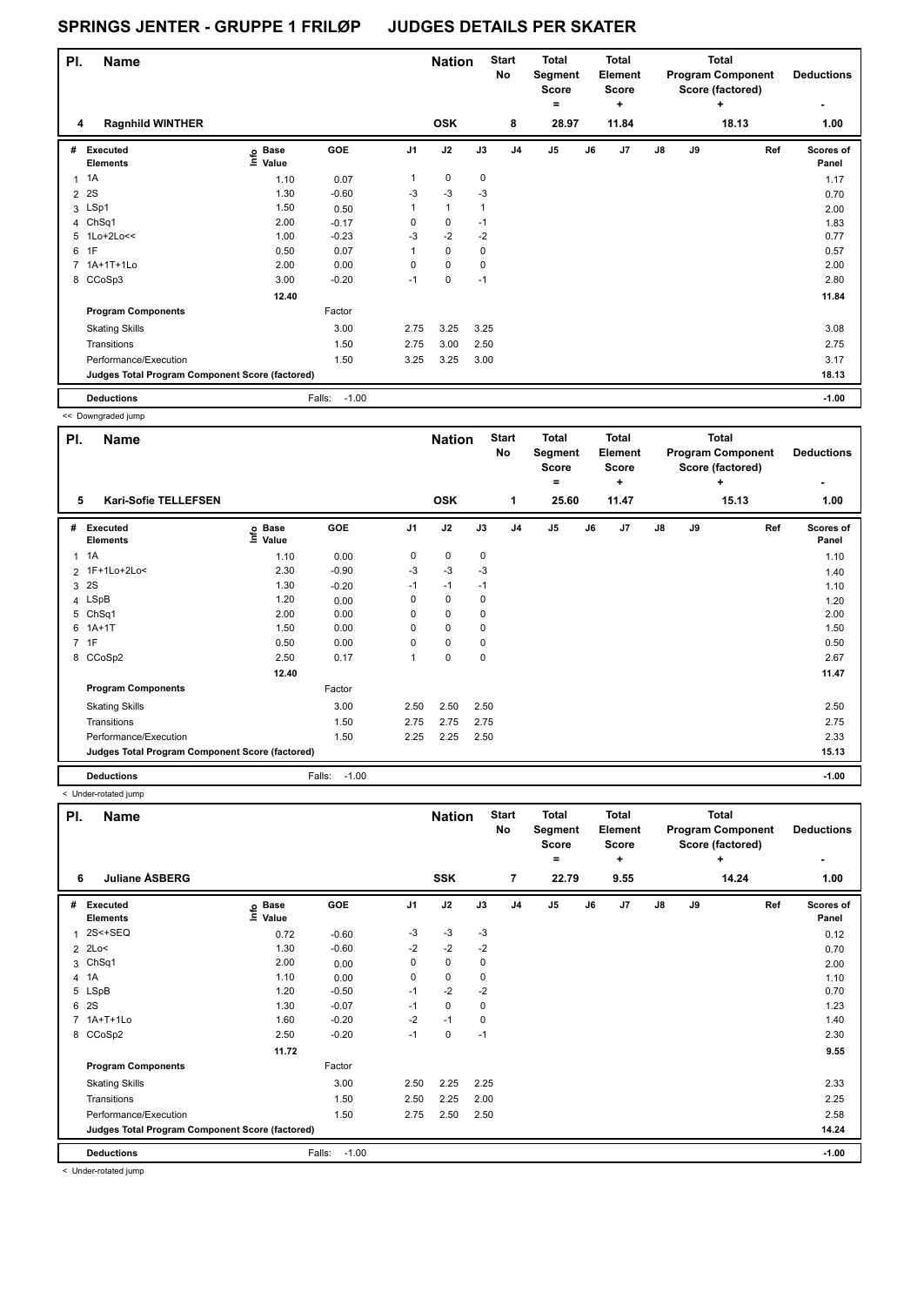# SPRINGS JENTER - GRUPPE 1 FRILØP JUDGES DETAILS PER SKATER

| Pl. | Name | Nation | Start No | Total Segment Score = | Total Element Score + | Total Program Component Score (factored) + | Deductions - |
|---|---|---|---|---|---|---|---|
| 4 | Ragnhild WINTHER | OSK | 8 | 28.97 | 11.84 | 18.13 | 1.00 |

| # | Executed Elements | Info | Base Value | GOE | J1 | J2 | J3 | J4 | J5 | J6 | J7 | J8 | J9 | Ref | Scores of Panel |
|---|---|---|---|---|---|---|---|---|---|---|---|---|---|---|---|
| 1 | 1A | | 1.10 | 0.07 | 1 | 0 | 0 | | | | | | | | 1.17 |
| 2 | 2S | | 1.30 | -0.60 | -3 | -3 | -3 | | | | | | | | 0.70 |
| 3 | LSp1 | | 1.50 | 0.50 | 1 | 1 | 1 | | | | | | | | 2.00 |
| 4 | ChSq1 | | 2.00 | -0.17 | 0 | 0 | -1 | | | | | | | | 1.83 |
| 5 | 1Lo+2Lo<< | | 1.00 | -0.23 | -3 | -2 | -2 | | | | | | | | 0.77 |
| 6 | 1F | | 0.50 | 0.07 | 1 | 0 | 0 | | | | | | | | 0.57 |
| 7 | 1A+1T+1Lo | | 2.00 | 0.00 | 0 | 0 | 0 | | | | | | | | 2.00 |
| 8 | CCoSp3 | | 3.00 | -0.20 | -1 | 0 | -1 | | | | | | | | 2.80 |
| | | | 12.40 | | | | | | | | | | | | 11.84 |
| | **Program Components** | | | Factor | | | | | | | | | | | |
| | Skating Skills | | | 3.00 | 2.75 | 3.25 | 3.25 | | | | | | | | 3.08 |
| | Transitions | | | 1.50 | 2.75 | 3.00 | 2.50 | | | | | | | | 2.75 |
| | Performance/Execution | | | 1.50 | 3.25 | 3.25 | 3.00 | | | | | | | | 3.17 |
| | **Judges Total Program Component Score (factored)** | | | | | | | | | | | | | | 18.13 |
| | **Deductions** | | | Falls: -1.00 | | | | | | | | | | | -1.00 |

<< Downgraded jump

| Pl. | Name | Nation | Start No | Total Segment Score = | Total Element Score + | Total Program Component Score (factored) + | Deductions - |
|---|---|---|---|---|---|---|---|
| 5 | Kari-Sofie TELLEFSEN | OSK | 1 | 25.60 | 11.47 | 15.13 | 1.00 |

| # | Executed Elements | Info | Base Value | GOE | J1 | J2 | J3 | J4 | J5 | J6 | J7 | J8 | J9 | Ref | Scores of Panel |
|---|---|---|---|---|---|---|---|---|---|---|---|---|---|---|---|
| 1 | 1A | | 1.10 | 0.00 | 0 | 0 | 0 | | | | | | | | 1.10 |
| 2 | 1F+1Lo+2Lo< | | 2.30 | -0.90 | -3 | -3 | -3 | | | | | | | | 1.40 |
| 3 | 2S | | 1.30 | -0.20 | -1 | -1 | -1 | | | | | | | | 1.10 |
| 4 | LSpB | | 1.20 | 0.00 | 0 | 0 | 0 | | | | | | | | 1.20 |
| 5 | ChSq1 | | 2.00 | 0.00 | 0 | 0 | 0 | | | | | | | | 2.00 |
| 6 | 1A+1T | | 1.50 | 0.00 | 0 | 0 | 0 | | | | | | | | 1.50 |
| 7 | 1F | | 0.50 | 0.00 | 0 | 0 | 0 | | | | | | | | 0.50 |
| 8 | CCoSp2 | | 2.50 | 0.17 | 1 | 0 | 0 | | | | | | | | 2.67 |
| | | | 12.40 | | | | | | | | | | | | 11.47 |
| | **Program Components** | | | Factor | | | | | | | | | | | |
| | Skating Skills | | | 3.00 | 2.50 | 2.50 | 2.50 | | | | | | | | 2.50 |
| | Transitions | | | 1.50 | 2.75 | 2.75 | 2.75 | | | | | | | | 2.75 |
| | Performance/Execution | | | 1.50 | 2.25 | 2.25 | 2.50 | | | | | | | | 2.33 |
| | **Judges Total Program Component Score (factored)** | | | | | | | | | | | | | | 15.13 |
| | **Deductions** | | | Falls: -1.00 | | | | | | | | | | | -1.00 |

< Under-rotated jump

| Pl. | Name | Nation | Start No | Total Segment Score = | Total Element Score + | Total Program Component Score (factored) + | Deductions - |
|---|---|---|---|---|---|---|---|
| 6 | Juliane ÅSBERG | SSK | 7 | 22.79 | 9.55 | 14.24 | 1.00 |

| # | Executed Elements | Info | Base Value | GOE | J1 | J2 | J3 | J4 | J5 | J6 | J7 | J8 | J9 | Ref | Scores of Panel |
|---|---|---|---|---|---|---|---|---|---|---|---|---|---|---|---|
| 1 | 2S<+SEQ | | 0.72 | -0.60 | -3 | -3 | -3 | | | | | | | | 0.12 |
| 2 | 2Lo< | | 1.30 | -0.60 | -2 | -2 | -2 | | | | | | | | 0.70 |
| 3 | ChSq1 | | 2.00 | 0.00 | 0 | 0 | 0 | | | | | | | | 2.00 |
| 4 | 1A | | 1.10 | 0.00 | 0 | 0 | 0 | | | | | | | | 1.10 |
| 5 | LSpB | | 1.20 | -0.50 | -1 | -2 | -2 | | | | | | | | 0.70 |
| 6 | 2S | | 1.30 | -0.07 | -1 | 0 | 0 | | | | | | | | 1.23 |
| 7 | 1A+T+1Lo | | 1.60 | -0.20 | -2 | -1 | 0 | | | | | | | | 1.40 |
| 8 | CCoSp2 | | 2.50 | -0.20 | -1 | 0 | -1 | | | | | | | | 2.30 |
| | | | 11.72 | | | | | | | | | | | | 9.55 |
| | **Program Components** | | | Factor | | | | | | | | | | | |
| | Skating Skills | | | 3.00 | 2.50 | 2.25 | 2.25 | | | | | | | | 2.33 |
| | Transitions | | | 1.50 | 2.50 | 2.25 | 2.00 | | | | | | | | 2.25 |
| | Performance/Execution | | | 1.50 | 2.75 | 2.50 | 2.50 | | | | | | | | 2.58 |
| | **Judges Total Program Component Score (factored)** | | | | | | | | | | | | | | 14.24 |
| | **Deductions** | | | Falls: -1.00 | | | | | | | | | | | -1.00 |

< Under-rotated jump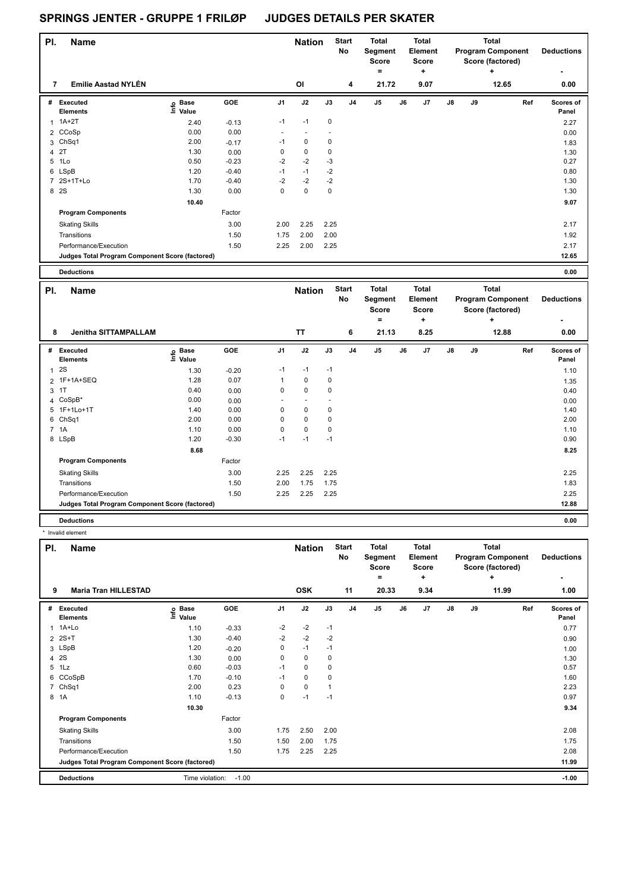# SPRINGS JENTER - GRUPPE 1 FRILØP JUDGES DETAILS PER SKATER

| Pl. | Name | Nation | Start No | Total Segment Score = | Total Element Score + | Total Program Component Score (factored) + | Deductions - |
|---|---|---|---|---|---|---|---|
| 7 | Emilie Aastad NYLÉN | OI | 4 | 21.72 | 9.07 | 12.65 | 0.00 |

| # | Executed Elements | Info | Base Value | GOE | J1 | J2 | J3 | J4 | J5 | J6 | J7 | J8 | J9 | Ref | Scores of Panel |
|---|---|---|---|---|---|---|---|---|---|---|---|---|---|---|---|
| 1 | 1A+2T | | 2.40 | -0.13 | -1 | -1 | 0 | | | | | | | | 2.27 |
| 2 | CCoSp | | 0.00 | 0.00 | - | - | - | | | | | | | | 0.00 |
| 3 | ChSq1 | | 2.00 | -0.17 | -1 | 0 | 0 | | | | | | | | 1.83 |
| 4 | 2T | | 1.30 | 0.00 | 0 | 0 | 0 | | | | | | | | 1.30 |
| 5 | 1Lo | | 0.50 | -0.23 | -2 | -2 | -3 | | | | | | | | 0.27 |
| 6 | LSpB | | 1.20 | -0.40 | -1 | -1 | -2 | | | | | | | | 0.80 |
| 7 | 2S+1T+Lo | | 1.70 | -0.40 | -2 | -2 | -2 | | | | | | | | 1.30 |
| 8 | 2S | | 1.30 | 0.00 | 0 | 0 | 0 | | | | | | | | 1.30 |
| | | | 10.40 | | | | | | | | | | | | 9.07 |
| | Program Components | | | Factor | | | | | | | | | | | |
| | Skating Skills | | | 3.00 | 2.00 | 2.25 | 2.25 | | | | | | | | 2.17 |
| | Transitions | | | 1.50 | 1.75 | 2.00 | 2.00 | | | | | | | | 1.92 |
| | Performance/Execution | | | 1.50 | 2.25 | 2.00 | 2.25 | | | | | | | | 2.17 |
| | Judges Total Program Component Score (factored) | | | | | | | | | | | | | | 12.65 |
| | Deductions | | | | | | | | | | | | | | 0.00 |

| Pl. | Name | Nation | Start No | Total Segment Score = | Total Element Score + | Total Program Component Score (factored) + | Deductions - |
|---|---|---|---|---|---|---|---|
| 8 | Jenitha SITTAMPALLAM | TT | 6 | 21.13 | 8.25 | 12.88 | 0.00 |

| # | Executed Elements | Info | Base Value | GOE | J1 | J2 | J3 | J4 | J5 | J6 | J7 | J8 | J9 | Ref | Scores of Panel |
|---|---|---|---|---|---|---|---|---|---|---|---|---|---|---|---|
| 1 | 2S | | 1.30 | -0.20 | -1 | -1 | -1 | | | | | | | | 1.10 |
| 2 | 1F+1A+SEQ | | 1.28 | 0.07 | 1 | 0 | 0 | | | | | | | | 1.35 |
| 3 | 1T | | 0.40 | 0.00 | 0 | 0 | 0 | | | | | | | | 0.40 |
| 4 | CoSpB* | | 0.00 | 0.00 | - | - | - | | | | | | | | 0.00 |
| 5 | 1F+1Lo+1T | | 1.40 | 0.00 | 0 | 0 | 0 | | | | | | | | 1.40 |
| 6 | ChSq1 | | 2.00 | 0.00 | 0 | 0 | 0 | | | | | | | | 2.00 |
| 7 | 1A | | 1.10 | 0.00 | 0 | 0 | 0 | | | | | | | | 1.10 |
| 8 | LSpB | | 1.20 | -0.30 | -1 | -1 | -1 | | | | | | | | 0.90 |
| | | | 8.68 | | | | | | | | | | | | 8.25 |
| | Program Components | | | Factor | | | | | | | | | | | |
| | Skating Skills | | | 3.00 | 2.25 | 2.25 | 2.25 | | | | | | | | 2.25 |
| | Transitions | | | 1.50 | 2.00 | 1.75 | 1.75 | | | | | | | | 1.83 |
| | Performance/Execution | | | 1.50 | 2.25 | 2.25 | 2.25 | | | | | | | | 2.25 |
| | Judges Total Program Component Score (factored) | | | | | | | | | | | | | | 12.88 |
| | Deductions | | | | | | | | | | | | | | 0.00 |

* Invalid element

| Pl. | Name | Nation | Start No | Total Segment Score = | Total Element Score + | Total Program Component Score (factored) + | Deductions - |
|---|---|---|---|---|---|---|---|
| 9 | Maria Tran HILLESTAD | OSK | 11 | 20.33 | 9.34 | 11.99 | 1.00 |

| # | Executed Elements | Info | Base Value | GOE | J1 | J2 | J3 | J4 | J5 | J6 | J7 | J8 | J9 | Ref | Scores of Panel |
|---|---|---|---|---|---|---|---|---|---|---|---|---|---|---|---|
| 1 | 1A+Lo | | 1.10 | -0.33 | -2 | -2 | -1 | | | | | | | | 0.77 |
| 2 | 2S+T | | 1.30 | -0.40 | -2 | -2 | -2 | | | | | | | | 0.90 |
| 3 | LSpB | | 1.20 | -0.20 | 0 | -1 | -1 | | | | | | | | 1.00 |
| 4 | 2S | | 1.30 | 0.00 | 0 | 0 | 0 | | | | | | | | 1.30 |
| 5 | 1Lz | | 0.60 | -0.03 | -1 | 0 | 0 | | | | | | | | 0.57 |
| 6 | CCoSpB | | 1.70 | -0.10 | -1 | 0 | 0 | | | | | | | | 1.60 |
| 7 | ChSq1 | | 2.00 | 0.23 | 0 | 0 | 1 | | | | | | | | 2.23 |
| 8 | 1A | | 1.10 | -0.13 | 0 | -1 | -1 | | | | | | | | 0.97 |
| | | | 10.30 | | | | | | | | | | | | 9.34 |
| | Program Components | | | Factor | | | | | | | | | | | |
| | Skating Skills | | | 3.00 | 1.75 | 2.50 | 2.00 | | | | | | | | 2.08 |
| | Transitions | | | 1.50 | 1.50 | 2.00 | 1.75 | | | | | | | | 1.75 |
| | Performance/Execution | | | 1.50 | 1.75 | 2.25 | 2.25 | | | | | | | | 2.08 |
| | Judges Total Program Component Score (factored) | | | | | | | | | | | | | | 11.99 |
| | Deductions | Time violation: | -1.00 | | | | | | | | | | | | -1.00 |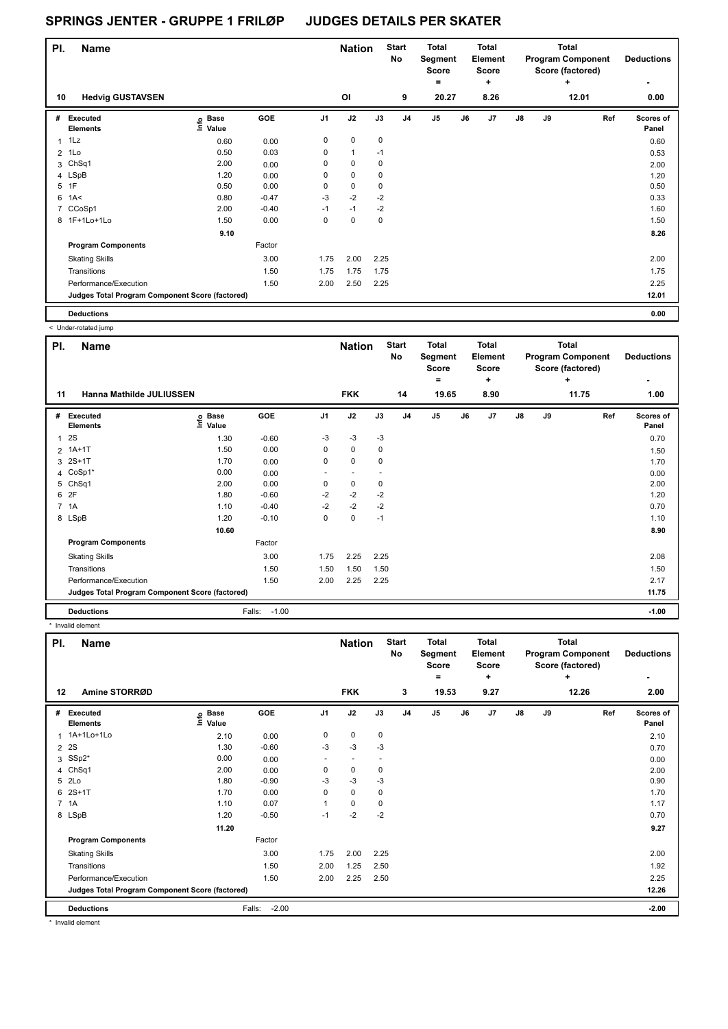# SPRINGS JENTER - GRUPPE 1 FRILØP JUDGES DETAILS PER SKATER

| Pl. | Name | Nation | Start No | Total Segment Score = | Total Element Score + | Total Program Component Score (factored) + | Deductions - |
|---|---|---|---|---|---|---|---|
| 10 | Hedvig GUSTAVSEN | OI | 9 | 20.27 | 8.26 | 12.01 | 0.00 |

| # | Executed Elements | Info | Base Value | GOE | J1 | J2 | J3 | J4 | J5 | J6 | J7 | J8 | J9 | Ref | Scores of Panel |
|---|---|---|---|---|---|---|---|---|---|---|---|---|---|---|---|
| 1 | 1Lz | | 0.60 | 0.00 | 0 | 0 | 0 | | | | | | | | 0.60 |
| 2 | 1Lo | | 0.50 | 0.03 | 0 | 1 | -1 | | | | | | | | 0.53 |
| 3 | ChSq1 | | 2.00 | 0.00 | 0 | 0 | 0 | | | | | | | | 2.00 |
| 4 | LSpB | | 1.20 | 0.00 | 0 | 0 | 0 | | | | | | | | 1.20 |
| 5 | 1F | | 0.50 | 0.00 | 0 | 0 | 0 | | | | | | | | 0.50 |
| 6 | 1A< | < | 0.80 | -0.47 | -3 | -2 | -2 | | | | | | | | 0.33 |
| 7 | CCoSp1 | | 2.00 | -0.40 | -1 | -1 | -2 | | | | | | | | 1.60 |
| 8 | 1F+1Lo+1Lo | | 1.50 | 0.00 | 0 | 0 | 0 | | | | | | | | 1.50 |
| | | | 9.10 | | | | | | | | | | | | 8.26 |
| | **Program Components** | | | Factor | | | | | | | | | | | |
| | Skating Skills | | | 3.00 | 1.75 | 2.00 | 2.25 | | | | | | | | 2.00 |
| | Transitions | | | 1.50 | 1.75 | 1.75 | 1.75 | | | | | | | | 1.75 |
| | Performance/Execution | | | 1.50 | 2.00 | 2.50 | 2.25 | | | | | | | | 2.25 |
| | **Judges Total Program Component Score (factored)** | | | | | | | | | | | | | | 12.01 |
| | **Deductions** | | | | | | | | | | | | | | 0.00 |

< Under-rotated jump

| Pl. | Name | Nation | Start No | Total Segment Score = | Total Element Score + | Total Program Component Score (factored) + | Deductions - |
|---|---|---|---|---|---|---|---|
| 11 | Hanna Mathilde JULIUSSEN | FKK | 14 | 19.65 | 8.90 | 11.75 | 1.00 |

| # | Executed Elements | Info | Base Value | GOE | J1 | J2 | J3 | J4 | J5 | J6 | J7 | J8 | J9 | Ref | Scores of Panel |
|---|---|---|---|---|---|---|---|---|---|---|---|---|---|---|---|
| 1 | 2S | | 1.30 | -0.60 | -3 | -3 | -3 | | | | | | | | 0.70 |
| 2 | 1A+1T | | 1.50 | 0.00 | 0 | 0 | 0 | | | | | | | | 1.50 |
| 3 | 2S+1T | | 1.70 | 0.00 | 0 | 0 | 0 | | | | | | | | 1.70 |
| 4 | CoSp1* | * | 0.00 | 0.00 | - | - | - | | | | | | | | 0.00 |
| 5 | ChSq1 | | 2.00 | 0.00 | 0 | 0 | 0 | | | | | | | | 2.00 |
| 6 | 2F | | 1.80 | -0.60 | -2 | -2 | -2 | | | | | | | | 1.20 |
| 7 | 1A | | 1.10 | -0.40 | -2 | -2 | -2 | | | | | | | | 0.70 |
| 8 | LSpB | | 1.20 | -0.10 | 0 | 0 | -1 | | | | | | | | 1.10 |
| | | | 10.60 | | | | | | | | | | | | 8.90 |
| | **Program Components** | | | Factor | | | | | | | | | | | |
| | Skating Skills | | | 3.00 | 1.75 | 2.25 | 2.25 | | | | | | | | 2.08 |
| | Transitions | | | 1.50 | 1.50 | 1.50 | 1.50 | | | | | | | | 1.50 |
| | Performance/Execution | | | 1.50 | 2.00 | 2.25 | 2.25 | | | | | | | | 2.17 |
| | **Judges Total Program Component Score (factored)** | | | | | | | | | | | | | | 11.75 |
| | **Deductions** | | | Falls: -1.00 | | | | | | | | | | | -1.00 |

* Invalid element

| Pl. | Name | Nation | Start No | Total Segment Score = | Total Element Score + | Total Program Component Score (factored) + | Deductions - |
|---|---|---|---|---|---|---|---|
| 12 | Amine STORRØD | FKK | 3 | 19.53 | 9.27 | 12.26 | 2.00 |

| # | Executed Elements | Info | Base Value | GOE | J1 | J2 | J3 | J4 | J5 | J6 | J7 | J8 | J9 | Ref | Scores of Panel |
|---|---|---|---|---|---|---|---|---|---|---|---|---|---|---|---|
| 1 | 1A+1Lo+1Lo | | 2.10 | 0.00 | 0 | 0 | 0 | | | | | | | | 2.10 |
| 2 | 2S | | 1.30 | -0.60 | -3 | -3 | -3 | | | | | | | | 0.70 |
| 3 | SSp2* | * | 0.00 | 0.00 | - | - | - | | | | | | | | 0.00 |
| 4 | ChSq1 | | 2.00 | 0.00 | 0 | 0 | 0 | | | | | | | | 2.00 |
| 5 | 2Lo | | 1.80 | -0.90 | -3 | -3 | -3 | | | | | | | | 0.90 |
| 6 | 2S+1T | | 1.70 | 0.00 | 0 | 0 | 0 | | | | | | | | 1.70 |
| 7 | 1A | | 1.10 | 0.07 | 1 | 0 | 0 | | | | | | | | 1.17 |
| 8 | LSpB | | 1.20 | -0.50 | -1 | -2 | -2 | | | | | | | | 0.70 |
| | | | 11.20 | | | | | | | | | | | | 9.27 |
| | **Program Components** | | | Factor | | | | | | | | | | | |
| | Skating Skills | | | 3.00 | 1.75 | 2.00 | 2.25 | | | | | | | | 2.00 |
| | Transitions | | | 1.50 | 2.00 | 1.25 | 2.50 | | | | | | | | 1.92 |
| | Performance/Execution | | | 1.50 | 2.00 | 2.25 | 2.50 | | | | | | | | 2.25 |
| | **Judges Total Program Component Score (factored)** | | | | | | | | | | | | | | 12.26 |
| | **Deductions** | | | Falls: -2.00 | | | | | | | | | | | -2.00 |

* Invalid element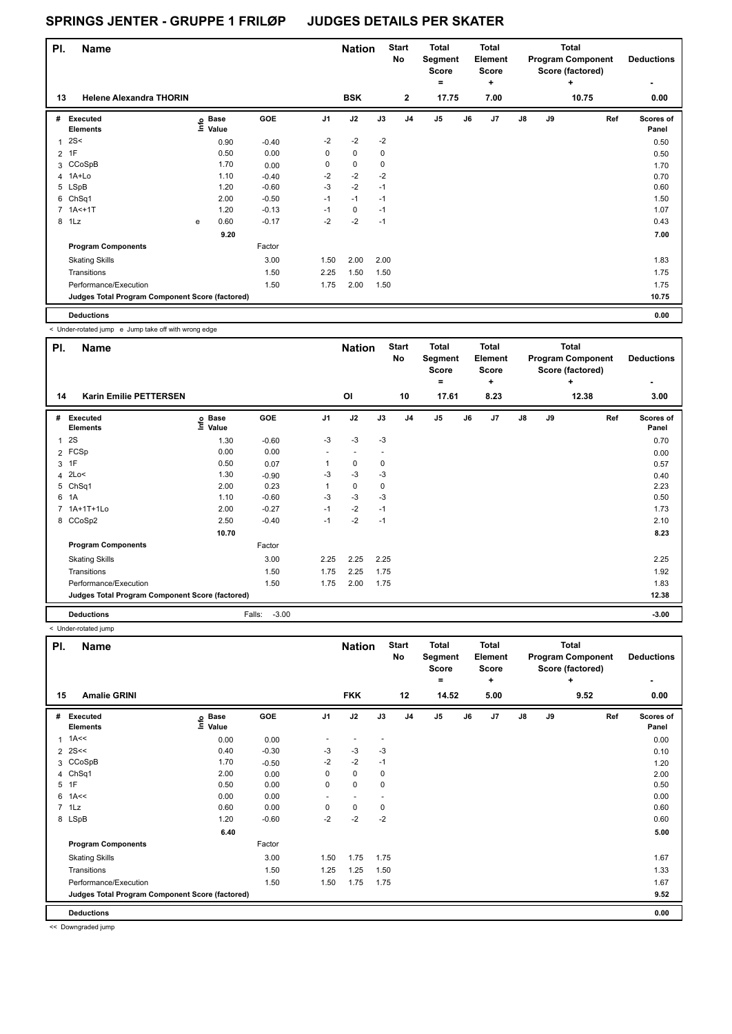# SPRINGS JENTER - GRUPPE 1 FRILØP JUDGES DETAILS PER SKATER

| Pl. | Name | Nation | Start No | Total Segment Score = | Total Element Score + | Total Program Component Score (factored) + | Deductions - |
|---|---|---|---|---|---|---|---|
| 13 | Helene Alexandra THORIN | BSK | 2 | 17.75 | 7.00 | 10.75 | 0.00 |

| # | Executed Elements | Info | Base Value | GOE | J1 | J2 | J3 | J4 | J5 | J6 | J7 | J8 | J9 | Ref | Scores of Panel |
|---|---|---|---|---|---|---|---|---|---|---|---|---|---|---|---|
| 1 | 2S< | | 0.90 | -0.40 | -2 | -2 | -2 | | | | | | | | 0.50 |
| 2 | 1F | | 0.50 | 0.00 | 0 | 0 | 0 | | | | | | | | 0.50 |
| 3 | CCoSpB | | 1.70 | 0.00 | 0 | 0 | 0 | | | | | | | | 1.70 |
| 4 | 1A+Lo | | 1.10 | -0.40 | -2 | -2 | -2 | | | | | | | | 0.70 |
| 5 | LSpB | | 1.20 | -0.60 | -3 | -2 | -1 | | | | | | | | 0.60 |
| 6 | ChSq1 | | 2.00 | -0.50 | -1 | -1 | -1 | | | | | | | | 1.50 |
| 7 | 1A<+1T | | 1.20 | -0.13 | -1 | 0 | -1 | | | | | | | | 1.07 |
| 8 | 1Lz | e | 0.60 | -0.17 | -2 | -2 | -1 | | | | | | | | 0.43 |
| | | | 9.20 | | | | | | | | | | | | 7.00 |
| | **Program Components** | | | Factor | | | | | | | | | | | |
| | Skating Skills | | | 3.00 | 1.50 | 2.00 | 2.00 | | | | | | | | 1.83 |
| | Transitions | | | 1.50 | 2.25 | 1.50 | 1.50 | | | | | | | | 1.75 |
| | Performance/Execution | | | 1.50 | 1.75 | 2.00 | 1.50 | | | | | | | | 1.75 |
| | **Judges Total Program Component Score (factored)** | | | | | | | | | | | | | | 10.75 |
| | **Deductions** | | | | | | | | | | | | | | 0.00 |

< Under-rotated jump e Jump take off with wrong edge

| Pl. | Name | Nation | Start No | Total Segment Score = | Total Element Score + | Total Program Component Score (factored) + | Deductions - |
|---|---|---|---|---|---|---|---|
| 14 | Karin Emilie PETTERSEN | OI | 10 | 17.61 | 8.23 | 12.38 | 3.00 |

| # | Executed Elements | Info | Base Value | GOE | J1 | J2 | J3 | J4 | J5 | J6 | J7 | J8 | J9 | Ref | Scores of Panel |
|---|---|---|---|---|---|---|---|---|---|---|---|---|---|---|---|
| 1 | 2S | | 1.30 | -0.60 | -3 | -3 | -3 | | | | | | | | 0.70 |
| 2 | FCSp | | 0.00 | 0.00 | - | - | - | | | | | | | | 0.00 |
| 3 | 1F | | 0.50 | 0.07 | 1 | 0 | 0 | | | | | | | | 0.57 |
| 4 | 2Lo< | | 1.30 | -0.90 | -3 | -3 | -3 | | | | | | | | 0.40 |
| 5 | ChSq1 | | 2.00 | 0.23 | 1 | 0 | 0 | | | | | | | | 2.23 |
| 6 | 1A | | 1.10 | -0.60 | -3 | -3 | -3 | | | | | | | | 0.50 |
| 7 | 1A+1T+1Lo | | 2.00 | -0.27 | -1 | -2 | -1 | | | | | | | | 1.73 |
| 8 | CCoSp2 | | 2.50 | -0.40 | -1 | -2 | -1 | | | | | | | | 2.10 |
| | | | 10.70 | | | | | | | | | | | | 8.23 |
| | **Program Components** | | | Factor | | | | | | | | | | | |
| | Skating Skills | | | 3.00 | 2.25 | 2.25 | 2.25 | | | | | | | | 2.25 |
| | Transitions | | | 1.50 | 1.75 | 2.25 | 1.75 | | | | | | | | 1.92 |
| | Performance/Execution | | | 1.50 | 1.75 | 2.00 | 1.75 | | | | | | | | 1.83 |
| | **Judges Total Program Component Score (factored)** | | | | | | | | | | | | | | 12.38 |
| | **Deductions** | | | Falls: -3.00 | | | | | | | | | | | -3.00 |

< Under-rotated jump

| Pl. | Name | Nation | Start No | Total Segment Score = | Total Element Score + | Total Program Component Score (factored) + | Deductions - |
|---|---|---|---|---|---|---|---|
| 15 | Amalie GRINI | FKK | 12 | 14.52 | 5.00 | 9.52 | 0.00 |

| # | Executed Elements | Info | Base Value | GOE | J1 | J2 | J3 | J4 | J5 | J6 | J7 | J8 | J9 | Ref | Scores of Panel |
|---|---|---|---|---|---|---|---|---|---|---|---|---|---|---|---|
| 1 | 1A<< | | 0.00 | 0.00 | - | - | - | | | | | | | | 0.00 |
| 2 | 2S<< | | 0.40 | -0.30 | -3 | -3 | -3 | | | | | | | | 0.10 |
| 3 | CCoSpB | | 1.70 | -0.50 | -2 | -2 | -1 | | | | | | | | 1.20 |
| 4 | ChSq1 | | 2.00 | 0.00 | 0 | 0 | 0 | | | | | | | | 2.00 |
| 5 | 1F | | 0.50 | 0.00 | 0 | 0 | 0 | | | | | | | | 0.50 |
| 6 | 1A<< | | 0.00 | 0.00 | - | - | - | | | | | | | | 0.00 |
| 7 | 1Lz | | 0.60 | 0.00 | 0 | 0 | 0 | | | | | | | | 0.60 |
| 8 | LSpB | | 1.20 | -0.60 | -2 | -2 | -2 | | | | | | | | 0.60 |
| | | | 6.40 | | | | | | | | | | | | 5.00 |
| | **Program Components** | | | Factor | | | | | | | | | | | |
| | Skating Skills | | | 3.00 | 1.50 | 1.75 | 1.75 | | | | | | | | 1.67 |
| | Transitions | | | 1.50 | 1.25 | 1.25 | 1.50 | | | | | | | | 1.33 |
| | Performance/Execution | | | 1.50 | 1.50 | 1.75 | 1.75 | | | | | | | | 1.67 |
| | **Judges Total Program Component Score (factored)** | | | | | | | | | | | | | | 9.52 |
| | **Deductions** | | | | | | | | | | | | | | 0.00 |

<< Downgraded jump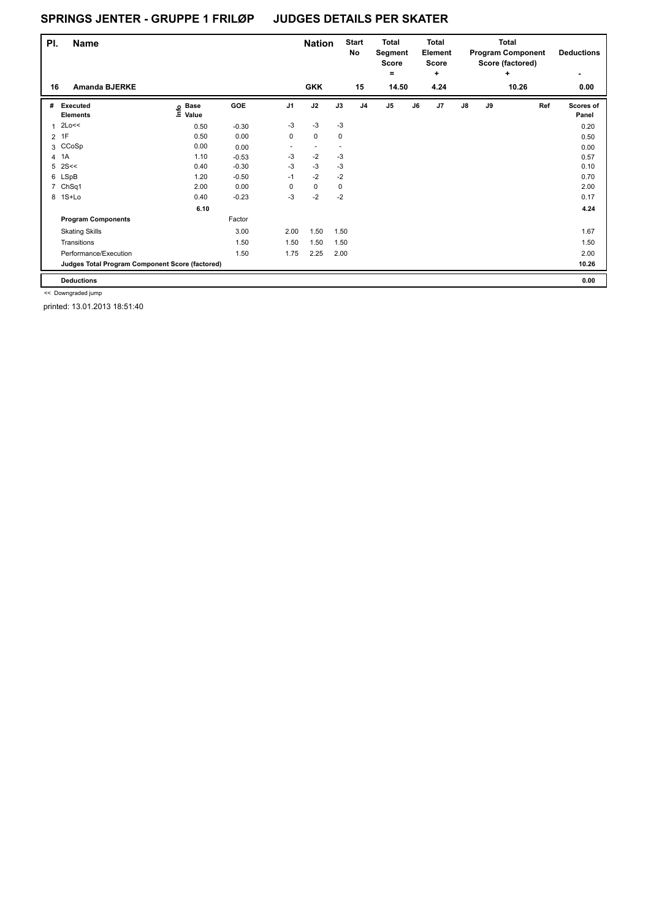# SPRINGS JENTER - GRUPPE 1 FRILØP JUDGES DETAILS PER SKATER

| Pl. | Name | Nation | Start No | Total Segment Score = | Total Element Score + | Total Program Component Score (factored) + | Deductions - |
|---|---|---|---|---|---|---|---|
| 16 | Amanda BJERKE | GKK | 15 | 14.50 | 4.24 | 10.26 | 0.00 |

| # | Executed Elements | Info | Base Value | GOE | J1 | J2 | J3 | J4 | J5 | J6 | J7 | J8 | J9 | Ref | Scores of Panel |
|---|---|---|---|---|---|---|---|---|---|---|---|---|---|---|---|
| 1 | 2Lo<< | | 0.50 | -0.30 | -3 | -3 | -3 | | | | | | | | 0.20 |
| 2 | 1F | | 0.50 | 0.00 | 0 | 0 | 0 | | | | | | | | 0.50 |
| 3 | CCoSp | | 0.00 | 0.00 | - | - | - | | | | | | | | 0.00 |
| 4 | 1A | | 1.10 | -0.53 | -3 | -2 | -3 | | | | | | | | 0.57 |
| 5 | 2S<< | | 0.40 | -0.30 | -3 | -3 | -3 | | | | | | | | 0.10 |
| 6 | LSpB | | 1.20 | -0.50 | -1 | -2 | -2 | | | | | | | | 0.70 |
| 7 | ChSq1 | | 2.00 | 0.00 | 0 | 0 | 0 | | | | | | | | 2.00 |
| 8 | 1S+Lo | | 0.40 | -0.23 | -3 | -2 | -2 | | | | | | | | 0.17 |
| | | | 6.10 | | | | | | | | | | | | 4.24 |
| | **Program Components** | | | Factor | | | | | | | | | | | |
| | Skating Skills | | | 3.00 | 2.00 | 1.50 | 1.50 | | | | | | | | 1.67 |
| | Transitions | | | 1.50 | 1.50 | 1.50 | 1.50 | | | | | | | | 1.50 |
| | Performance/Execution | | | 1.50 | 1.75 | 2.25 | 2.00 | | | | | | | | 2.00 |
| | **Judges Total Program Component Score (factored)** | | | | | | | | | | | | | | 10.26 |
| | **Deductions** | | | | | | | | | | | | | | 0.00 |

<< Downgraded jump

printed: 13.01.2013 18:51:40